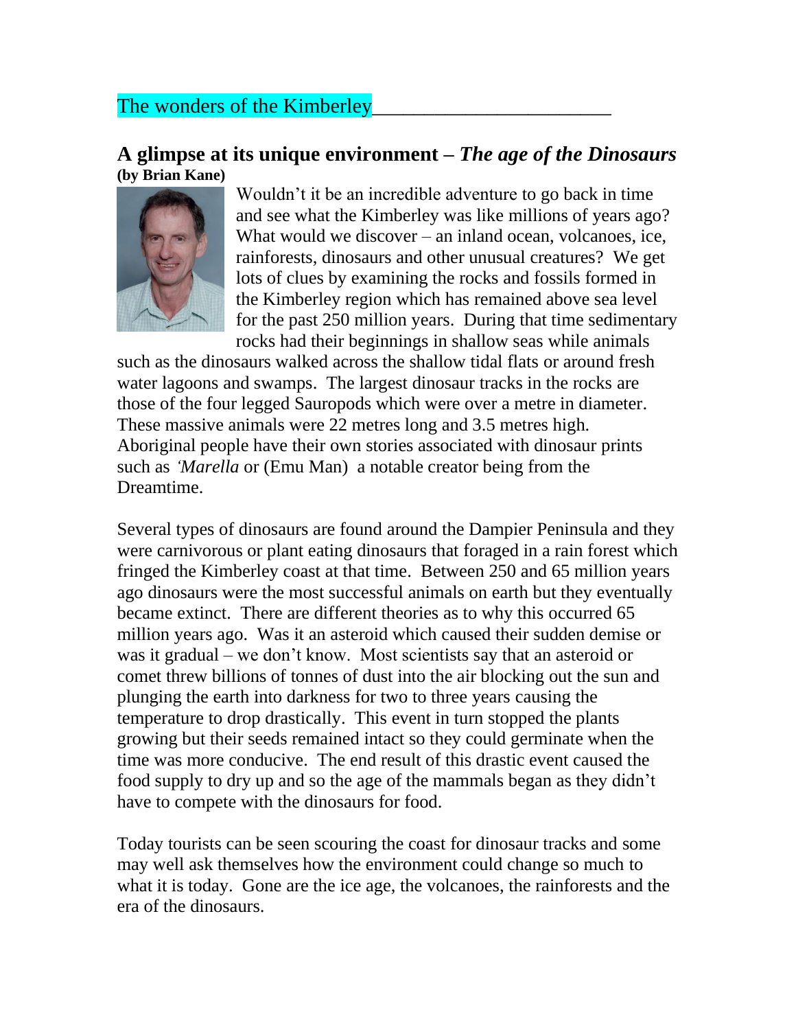# The wonders of the Kimberley

## A glimpse at its unique environment – *The age of the Dinosaurs*

**(by Brian Kane)**

Wouldn't it be an incredible adventure to go back in time and see what the Kimberley was like millions of years ago? What would we discover – an inland ocean, volcanoes, ice, rainforests, dinosaurs and other unusual creatures? We get lots of clues by examining the rocks and fossils formed in the Kimberley region which has remained above sea level for the past 250 million years. During that time sedimentary rocks had their beginnings in shallow seas while animals such as the dinosaurs walked across the shallow tidal flats or around fresh water lagoons and swamps. The largest dinosaur tracks in the rocks are those of the four legged Sauropods which were over a metre in diameter. These massive animals were 22 metres long and 3.5 metres high. Aboriginal people have their own stories associated with dinosaur prints such as *'Marella* or (Emu Man) a notable creator being from the Dreamtime.

Several types of dinosaurs are found around the Dampier Peninsula and they were carnivorous or plant eating dinosaurs that foraged in a rain forest which fringed the Kimberley coast at that time. Between 250 and 65 million years ago dinosaurs were the most successful animals on earth but they eventually became extinct. There are different theories as to why this occurred 65 million years ago. Was it an asteroid which caused their sudden demise or was it gradual – we don't know. Most scientists say that an asteroid or comet threw billions of tonnes of dust into the air blocking out the sun and plunging the earth into darkness for two to three years causing the temperature to drop drastically. This event in turn stopped the plants growing but their seeds remained intact so they could germinate when the time was more conducive. The end result of this drastic event caused the food supply to dry up and so the age of the mammals began as they didn't have to compete with the dinosaurs for food.

Today tourists can be seen scouring the coast for dinosaur tracks and some may well ask themselves how the environment could change so much to what it is today. Gone are the ice age, the volcanoes, the rainforests and the era of the dinosaurs.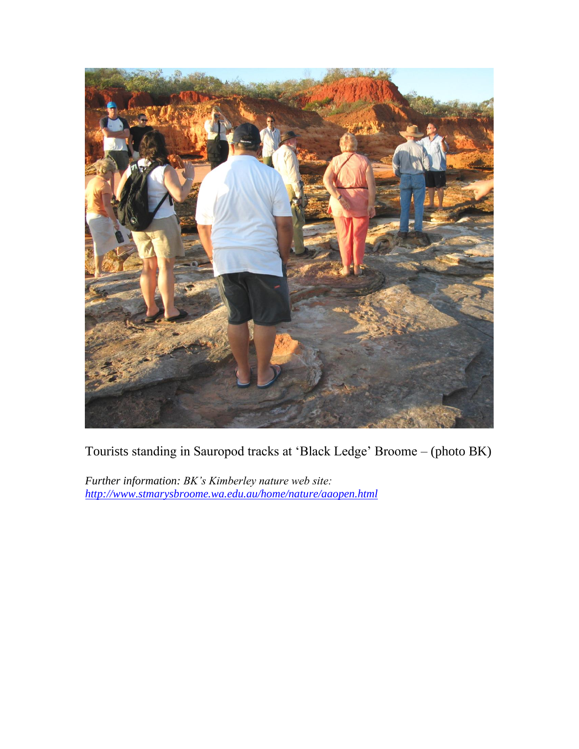Tourists standing in Sauropod tracks at 'Black Ledge' Broome – (photo BK)

*Further information: BK's Kimberley nature web site:* *[http://www.stmarysbroome.wa.edu.au/home/nature/aaopen.html](http://www.stmarysbroome.wa.edu.au/home/nature/aaopen.html)*